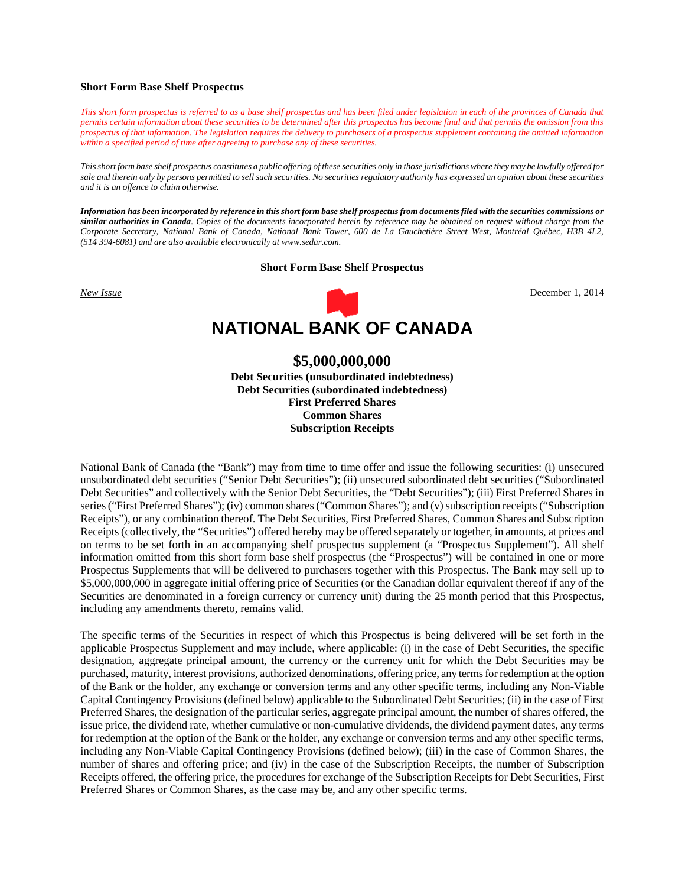**Short Form Base Shelf Prospectus**

*This short form prospectus is referred to as a base shelf prospectus and has been filed under legislation in each of the provinces of Canada that permits certain information about these securities to be determined after this prospectus has become final and that permits the omission from this prospectus of that information. The legislation requires the delivery to purchasers of a prospectus supplement containing the omitted information within a specified period of time after agreeing to purchase any of these securities.*

*This short form base shelf prospectus constitutes a public offering of these securities only in those jurisdictions where they may be lawfully offered for sale and therein only by persons permitted to sell such securities. No securities regulatory authority has expressed an opinion about these securities and it is an offence to claim otherwise.*

***Information has been incorporated by reference in this short form base shelf prospectus from documents filed with the securities commissions or similar authorities in Canada****. Copies of the documents incorporated herein by reference may be obtained on request without charge from the Corporate Secretary, National Bank of Canada, National Bank Tower, 600 de La Gauchetière Street West, Montréal Québec, H3B 4L2, (514 394-6081) and are also available electronically at www.sedar.com.*

**Short Form Base Shelf Prospectus**

*New Issue* — December 1, 2014

# NATIONAL BANK OF CANADA

## $5,000,000,000

**Debt Securities (unsubordinated indebtedness)**
**Debt Securities (subordinated indebtedness)**
**First Preferred Shares**
**Common Shares**
**Subscription Receipts**

National Bank of Canada (the "Bank") may from time to time offer and issue the following securities: (i) unsecured unsubordinated debt securities ("Senior Debt Securities"); (ii) unsecured subordinated debt securities ("Subordinated Debt Securities" and collectively with the Senior Debt Securities, the "Debt Securities"); (iii) First Preferred Shares in series ("First Preferred Shares"); (iv) common shares ("Common Shares"); and (v) subscription receipts ("Subscription Receipts"), or any combination thereof. The Debt Securities, First Preferred Shares, Common Shares and Subscription Receipts (collectively, the "Securities") offered hereby may be offered separately or together, in amounts, at prices and on terms to be set forth in an accompanying shelf prospectus supplement (a "Prospectus Supplement"). All shelf information omitted from this short form base shelf prospectus (the "Prospectus") will be contained in one or more Prospectus Supplements that will be delivered to purchasers together with this Prospectus. The Bank may sell up to $5,000,000,000 in aggregate initial offering price of Securities (or the Canadian dollar equivalent thereof if any of the Securities are denominated in a foreign currency or currency unit) during the 25 month period that this Prospectus, including any amendments thereto, remains valid.

The specific terms of the Securities in respect of which this Prospectus is being delivered will be set forth in the applicable Prospectus Supplement and may include, where applicable: (i) in the case of Debt Securities, the specific designation, aggregate principal amount, the currency or the currency unit for which the Debt Securities may be purchased, maturity, interest provisions, authorized denominations, offering price, any terms for redemption at the option of the Bank or the holder, any exchange or conversion terms and any other specific terms, including any Non-Viable Capital Contingency Provisions (defined below) applicable to the Subordinated Debt Securities; (ii) in the case of First Preferred Shares, the designation of the particular series, aggregate principal amount, the number of shares offered, the issue price, the dividend rate, whether cumulative or non-cumulative dividends, the dividend payment dates, any terms for redemption at the option of the Bank or the holder, any exchange or conversion terms and any other specific terms, including any Non-Viable Capital Contingency Provisions (defined below); (iii) in the case of Common Shares, the number of shares and offering price; and (iv) in the case of the Subscription Receipts, the number of Subscription Receipts offered, the offering price, the procedures for exchange of the Subscription Receipts for Debt Securities, First Preferred Shares or Common Shares, as the case may be, and any other specific terms.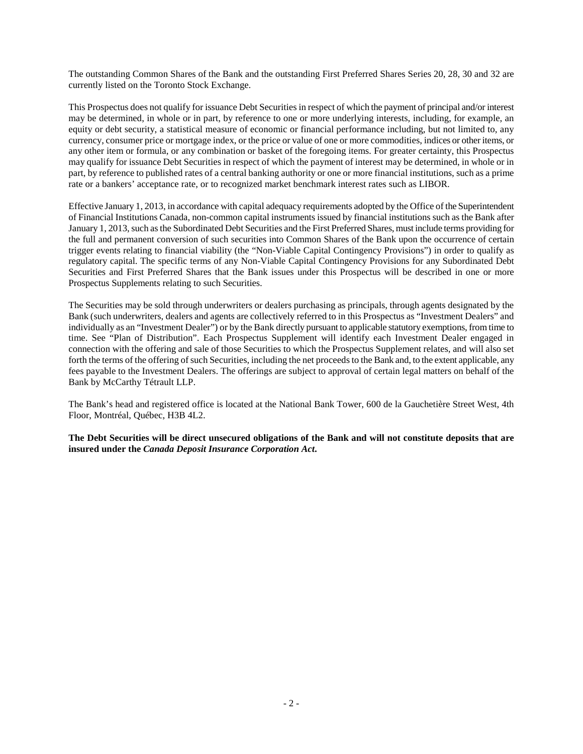The outstanding Common Shares of the Bank and the outstanding First Preferred Shares Series 20, 28, 30 and 32 are currently listed on the Toronto Stock Exchange.

This Prospectus does not qualify for issuance Debt Securities in respect of which the payment of principal and/or interest may be determined, in whole or in part, by reference to one or more underlying interests, including, for example, an equity or debt security, a statistical measure of economic or financial performance including, but not limited to, any currency, consumer price or mortgage index, or the price or value of one or more commodities, indices or other items, or any other item or formula, or any combination or basket of the foregoing items. For greater certainty, this Prospectus may qualify for issuance Debt Securities in respect of which the payment of interest may be determined, in whole or in part, by reference to published rates of a central banking authority or one or more financial institutions, such as a prime rate or a bankers' acceptance rate, or to recognized market benchmark interest rates such as LIBOR.

Effective January 1, 2013, in accordance with capital adequacy requirements adopted by the Office of the Superintendent of Financial Institutions Canada, non-common capital instruments issued by financial institutions such as the Bank after January 1, 2013, such as the Subordinated Debt Securities and the First Preferred Shares, must include terms providing for the full and permanent conversion of such securities into Common Shares of the Bank upon the occurrence of certain trigger events relating to financial viability (the "Non-Viable Capital Contingency Provisions") in order to qualify as regulatory capital. The specific terms of any Non-Viable Capital Contingency Provisions for any Subordinated Debt Securities and First Preferred Shares that the Bank issues under this Prospectus will be described in one or more Prospectus Supplements relating to such Securities.

The Securities may be sold through underwriters or dealers purchasing as principals, through agents designated by the Bank (such underwriters, dealers and agents are collectively referred to in this Prospectus as "Investment Dealers" and individually as an "Investment Dealer") or by the Bank directly pursuant to applicable statutory exemptions, from time to time. See "Plan of Distribution". Each Prospectus Supplement will identify each Investment Dealer engaged in connection with the offering and sale of those Securities to which the Prospectus Supplement relates, and will also set forth the terms of the offering of such Securities, including the net proceeds to the Bank and, to the extent applicable, any fees payable to the Investment Dealers. The offerings are subject to approval of certain legal matters on behalf of the Bank by McCarthy Tétrault LLP.

The Bank's head and registered office is located at the National Bank Tower, 600 de la Gauchetière Street West, 4th Floor, Montréal, Québec, H3B 4L2.

**The Debt Securities will be direct unsecured obligations of the Bank and will not constitute deposits that are insured under the *Canada Deposit Insurance Corporation Act*.**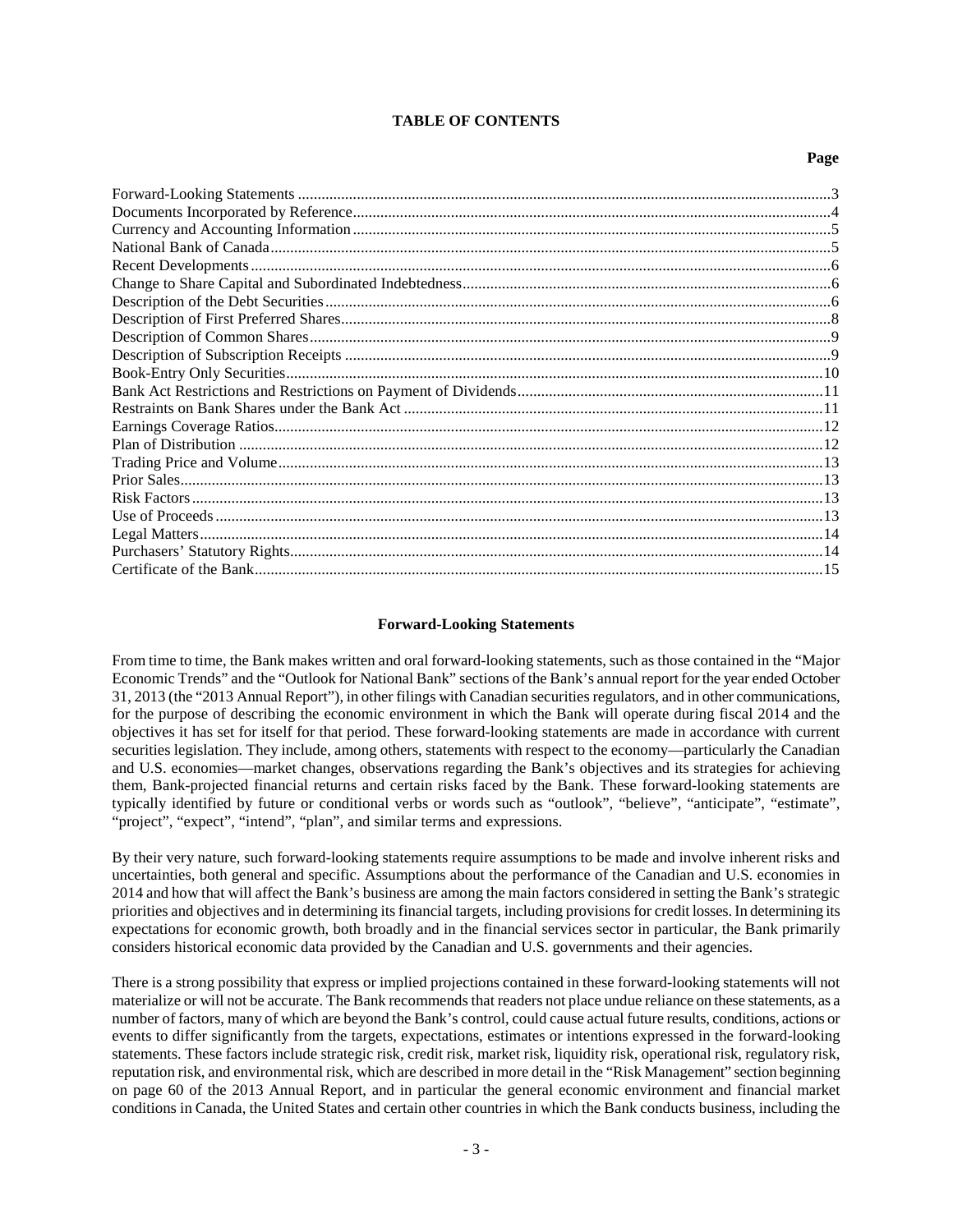# TABLE OF CONTENTS

| | Page |
|---|---|
| Forward-Looking Statements | 3 |
| Documents Incorporated by Reference | 4 |
| Currency and Accounting Information | 5 |
| National Bank of Canada | 5 |
| Recent Developments | 6 |
| Change to Share Capital and Subordinated Indebtedness | 6 |
| Description of the Debt Securities | 6 |
| Description of First Preferred Shares | 8 |
| Description of Common Shares | 9 |
| Description of Subscription Receipts | 9 |
| Book-Entry Only Securities | 10 |
| Bank Act Restrictions and Restrictions on Payment of Dividends | 11 |
| Restraints on Bank Shares under the Bank Act | 11 |
| Earnings Coverage Ratios | 12 |
| Plan of Distribution | 12 |
| Trading Price and Volume | 13 |
| Prior Sales | 13 |
| Risk Factors | 13 |
| Use of Proceeds | 13 |
| Legal Matters | 14 |
| Purchasers' Statutory Rights | 14 |
| Certificate of the Bank | 15 |

## Forward-Looking Statements

From time to time, the Bank makes written and oral forward-looking statements, such as those contained in the "Major Economic Trends" and the "Outlook for National Bank" sections of the Bank's annual report for the year ended October 31, 2013 (the "2013 Annual Report"), in other filings with Canadian securities regulators, and in other communications, for the purpose of describing the economic environment in which the Bank will operate during fiscal 2014 and the objectives it has set for itself for that period. These forward-looking statements are made in accordance with current securities legislation. They include, among others, statements with respect to the economy—particularly the Canadian and U.S. economies—market changes, observations regarding the Bank's objectives and its strategies for achieving them, Bank-projected financial returns and certain risks faced by the Bank. These forward-looking statements are typically identified by future or conditional verbs or words such as "outlook", "believe", "anticipate", "estimate", "project", "expect", "intend", "plan", and similar terms and expressions.

By their very nature, such forward-looking statements require assumptions to be made and involve inherent risks and uncertainties, both general and specific. Assumptions about the performance of the Canadian and U.S. economies in 2014 and how that will affect the Bank's business are among the main factors considered in setting the Bank's strategic priorities and objectives and in determining its financial targets, including provisions for credit losses. In determining its expectations for economic growth, both broadly and in the financial services sector in particular, the Bank primarily considers historical economic data provided by the Canadian and U.S. governments and their agencies.

There is a strong possibility that express or implied projections contained in these forward-looking statements will not materialize or will not be accurate. The Bank recommends that readers not place undue reliance on these statements, as a number of factors, many of which are beyond the Bank's control, could cause actual future results, conditions, actions or events to differ significantly from the targets, expectations, estimates or intentions expressed in the forward-looking statements. These factors include strategic risk, credit risk, market risk, liquidity risk, operational risk, regulatory risk, reputation risk, and environmental risk, which are described in more detail in the "Risk Management" section beginning on page 60 of the 2013 Annual Report, and in particular the general economic environment and financial market conditions in Canada, the United States and certain other countries in which the Bank conducts business, including the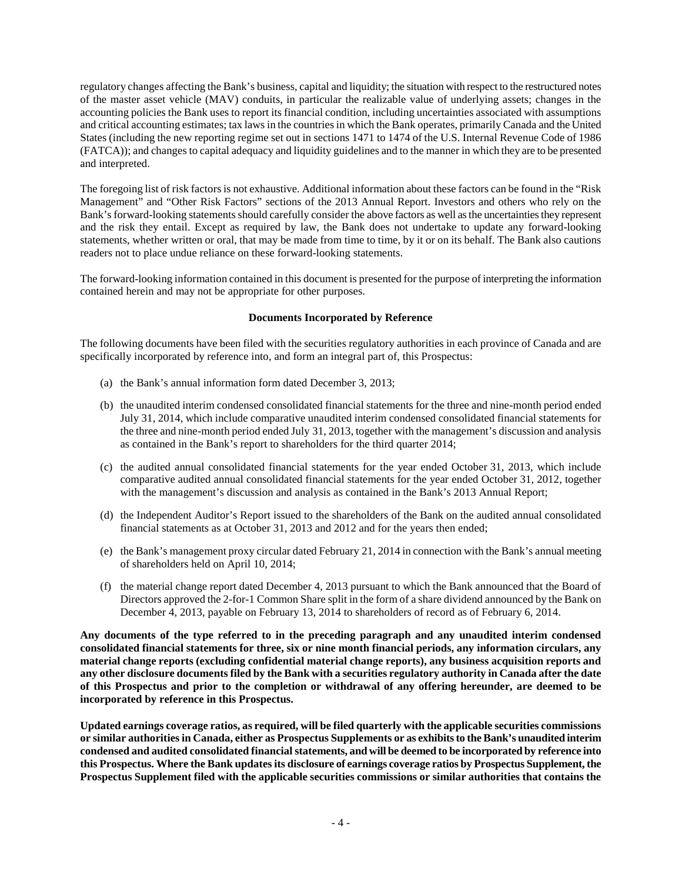regulatory changes affecting the Bank's business, capital and liquidity; the situation with respect to the restructured notes of the master asset vehicle (MAV) conduits, in particular the realizable value of underlying assets; changes in the accounting policies the Bank uses to report its financial condition, including uncertainties associated with assumptions and critical accounting estimates; tax laws in the countries in which the Bank operates, primarily Canada and the United States (including the new reporting regime set out in sections 1471 to 1474 of the U.S. Internal Revenue Code of 1986 (FATCA)); and changes to capital adequacy and liquidity guidelines and to the manner in which they are to be presented and interpreted.

The foregoing list of risk factors is not exhaustive. Additional information about these factors can be found in the "Risk Management" and "Other Risk Factors" sections of the 2013 Annual Report. Investors and others who rely on the Bank's forward-looking statements should carefully consider the above factors as well as the uncertainties they represent and the risk they entail. Except as required by law, the Bank does not undertake to update any forward-looking statements, whether written or oral, that may be made from time to time, by it or on its behalf. The Bank also cautions readers not to place undue reliance on these forward-looking statements.

The forward-looking information contained in this document is presented for the purpose of interpreting the information contained herein and may not be appropriate for other purposes.

**Documents Incorporated by Reference**

The following documents have been filed with the securities regulatory authorities in each province of Canada and are specifically incorporated by reference into, and form an integral part of, this Prospectus:

(a) the Bank's annual information form dated December 3, 2013;

(b) the unaudited interim condensed consolidated financial statements for the three and nine-month period ended July 31, 2014, which include comparative unaudited interim condensed consolidated financial statements for the three and nine-month period ended July 31, 2013, together with the management's discussion and analysis as contained in the Bank's report to shareholders for the third quarter 2014;

(c) the audited annual consolidated financial statements for the year ended October 31, 2013, which include comparative audited annual consolidated financial statements for the year ended October 31, 2012, together with the management's discussion and analysis as contained in the Bank's 2013 Annual Report;

(d) the Independent Auditor's Report issued to the shareholders of the Bank on the audited annual consolidated financial statements as at October 31, 2013 and 2012 and for the years then ended;

(e) the Bank's management proxy circular dated February 21, 2014 in connection with the Bank's annual meeting of shareholders held on April 10, 2014;

(f) the material change report dated December 4, 2013 pursuant to which the Bank announced that the Board of Directors approved the 2-for-1 Common Share split in the form of a share dividend announced by the Bank on December 4, 2013, payable on February 13, 2014 to shareholders of record as of February 6, 2014.

**Any documents of the type referred to in the preceding paragraph and any unaudited interim condensed consolidated financial statements for three, six or nine month financial periods, any information circulars, any material change reports (excluding confidential material change reports), any business acquisition reports and any other disclosure documents filed by the Bank with a securities regulatory authority in Canada after the date of this Prospectus and prior to the completion or withdrawal of any offering hereunder, are deemed to be incorporated by reference in this Prospectus.**

**Updated earnings coverage ratios, as required, will be filed quarterly with the applicable securities commissions or similar authorities in Canada, either as Prospectus Supplements or as exhibits to the Bank's unaudited interim condensed and audited consolidated financial statements, and will be deemed to be incorporated by reference into this Prospectus. Where the Bank updates its disclosure of earnings coverage ratios by Prospectus Supplement, the Prospectus Supplement filed with the applicable securities commissions or similar authorities that contains the**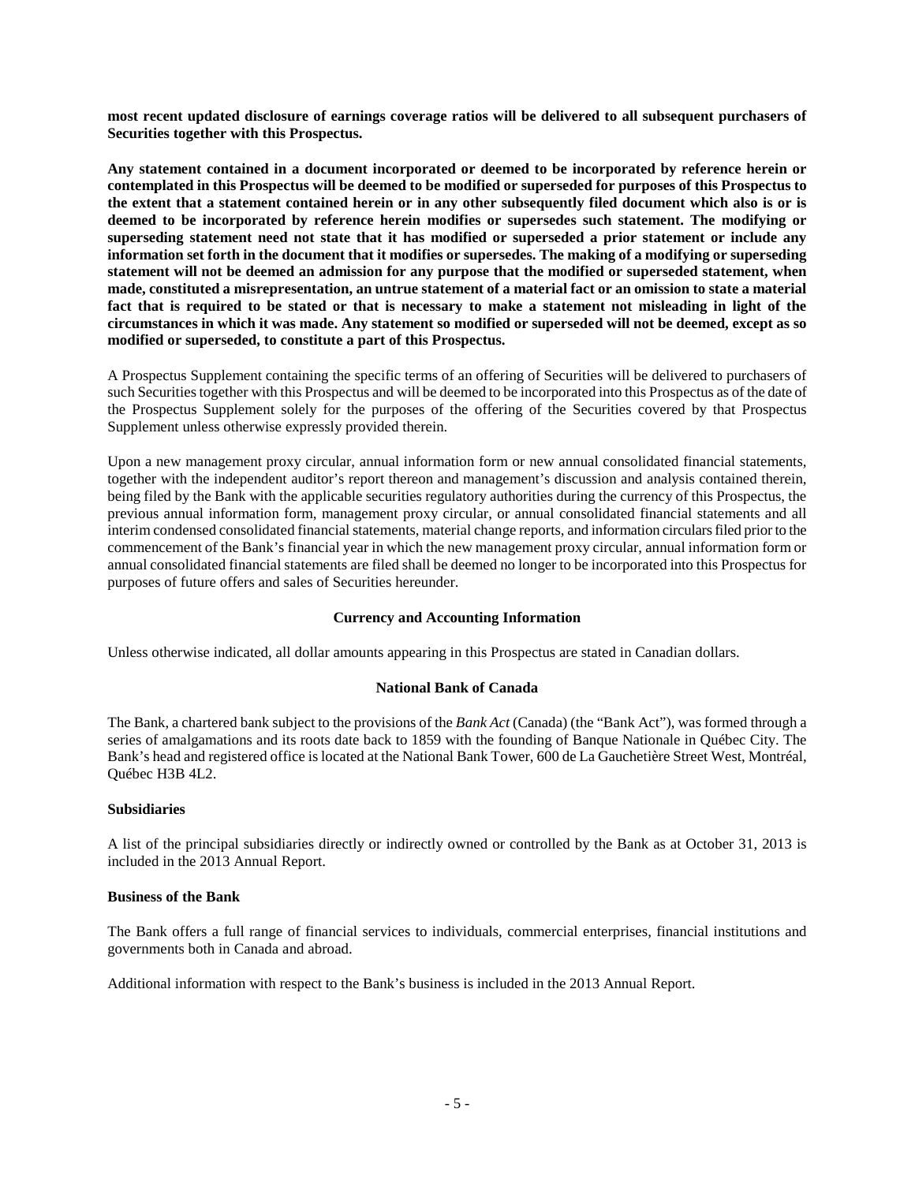**most recent updated disclosure of earnings coverage ratios will be delivered to all subsequent purchasers of Securities together with this Prospectus.**

**Any statement contained in a document incorporated or deemed to be incorporated by reference herein or contemplated in this Prospectus will be deemed to be modified or superseded for purposes of this Prospectus to the extent that a statement contained herein or in any other subsequently filed document which also is or is deemed to be incorporated by reference herein modifies or supersedes such statement. The modifying or superseding statement need not state that it has modified or superseded a prior statement or include any information set forth in the document that it modifies or supersedes. The making of a modifying or superseding statement will not be deemed an admission for any purpose that the modified or superseded statement, when made, constituted a misrepresentation, an untrue statement of a material fact or an omission to state a material fact that is required to be stated or that is necessary to make a statement not misleading in light of the circumstances in which it was made. Any statement so modified or superseded will not be deemed, except as so modified or superseded, to constitute a part of this Prospectus.**

A Prospectus Supplement containing the specific terms of an offering of Securities will be delivered to purchasers of such Securities together with this Prospectus and will be deemed to be incorporated into this Prospectus as of the date of the Prospectus Supplement solely for the purposes of the offering of the Securities covered by that Prospectus Supplement unless otherwise expressly provided therein.

Upon a new management proxy circular, annual information form or new annual consolidated financial statements, together with the independent auditor's report thereon and management's discussion and analysis contained therein, being filed by the Bank with the applicable securities regulatory authorities during the currency of this Prospectus, the previous annual information form, management proxy circular, or annual consolidated financial statements and all interim condensed consolidated financial statements, material change reports, and information circulars filed prior to the commencement of the Bank's financial year in which the new management proxy circular, annual information form or annual consolidated financial statements are filed shall be deemed no longer to be incorporated into this Prospectus for purposes of future offers and sales of Securities hereunder.

## Currency and Accounting Information

Unless otherwise indicated, all dollar amounts appearing in this Prospectus are stated in Canadian dollars.

## National Bank of Canada

The Bank, a chartered bank subject to the provisions of the *Bank Act* (Canada) (the "Bank Act"), was formed through a series of amalgamations and its roots date back to 1859 with the founding of Banque Nationale in Québec City. The Bank's head and registered office is located at the National Bank Tower, 600 de La Gauchetière Street West, Montréal, Québec H3B 4L2.

### Subsidiaries

A list of the principal subsidiaries directly or indirectly owned or controlled by the Bank as at October 31, 2013 is included in the 2013 Annual Report.

### Business of the Bank

The Bank offers a full range of financial services to individuals, commercial enterprises, financial institutions and governments both in Canada and abroad.

Additional information with respect to the Bank's business is included in the 2013 Annual Report.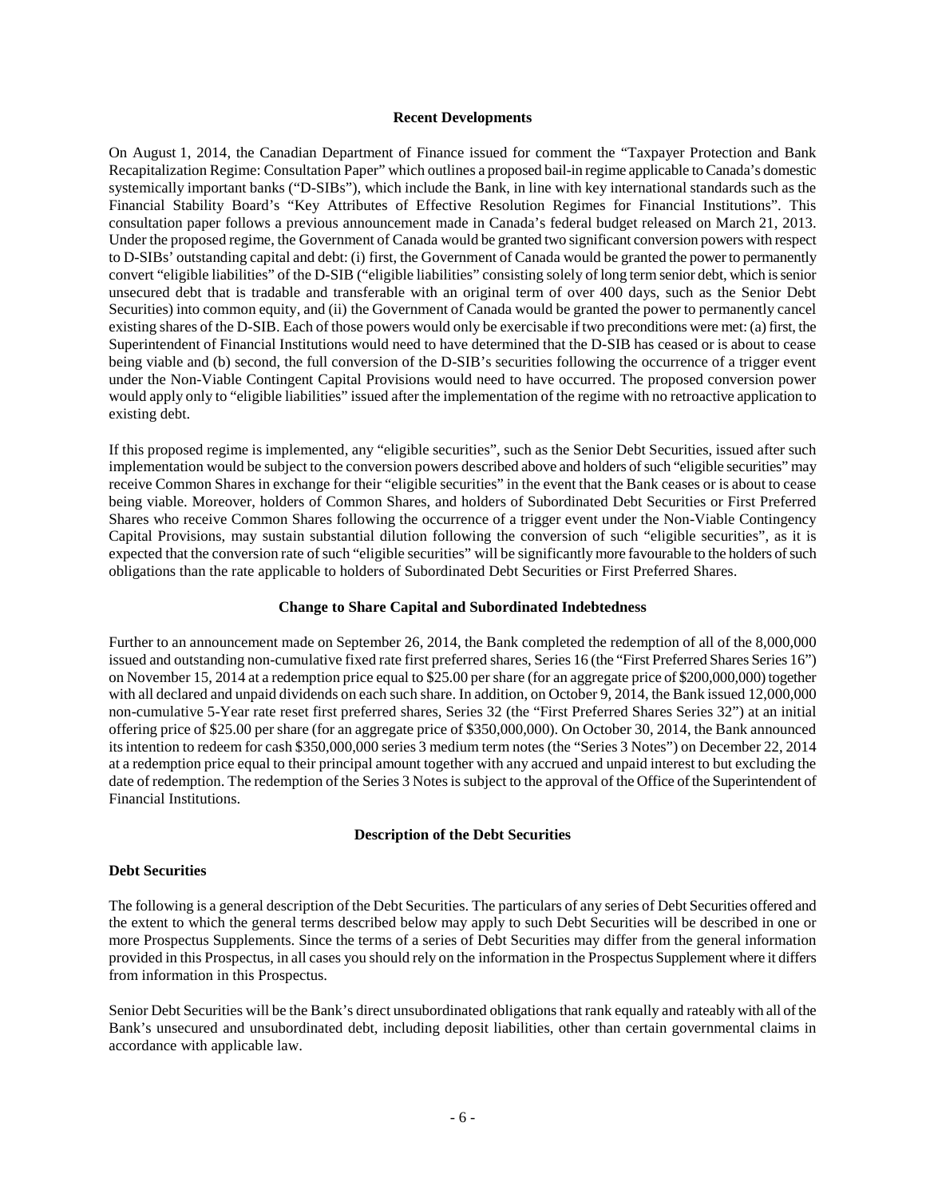## Recent Developments

On August 1, 2014, the Canadian Department of Finance issued for comment the "Taxpayer Protection and Bank Recapitalization Regime: Consultation Paper" which outlines a proposed bail-in regime applicable to Canada's domestic systemically important banks ("D-SIBs"), which include the Bank, in line with key international standards such as the Financial Stability Board's "Key Attributes of Effective Resolution Regimes for Financial Institutions". This consultation paper follows a previous announcement made in Canada's federal budget released on March 21, 2013. Under the proposed regime, the Government of Canada would be granted two significant conversion powers with respect to D-SIBs' outstanding capital and debt: (i) first, the Government of Canada would be granted the power to permanently convert "eligible liabilities" of the D-SIB ("eligible liabilities" consisting solely of long term senior debt, which is senior unsecured debt that is tradable and transferable with an original term of over 400 days, such as the Senior Debt Securities) into common equity, and (ii) the Government of Canada would be granted the power to permanently cancel existing shares of the D-SIB. Each of those powers would only be exercisable if two preconditions were met: (a) first, the Superintendent of Financial Institutions would need to have determined that the D-SIB has ceased or is about to cease being viable and (b) second, the full conversion of the D-SIB's securities following the occurrence of a trigger event under the Non-Viable Contingent Capital Provisions would need to have occurred. The proposed conversion power would apply only to "eligible liabilities" issued after the implementation of the regime with no retroactive application to existing debt.

If this proposed regime is implemented, any "eligible securities", such as the Senior Debt Securities, issued after such implementation would be subject to the conversion powers described above and holders of such "eligible securities" may receive Common Shares in exchange for their "eligible securities" in the event that the Bank ceases or is about to cease being viable. Moreover, holders of Common Shares, and holders of Subordinated Debt Securities or First Preferred Shares who receive Common Shares following the occurrence of a trigger event under the Non-Viable Contingency Capital Provisions, may sustain substantial dilution following the conversion of such "eligible securities", as it is expected that the conversion rate of such "eligible securities" will be significantly more favourable to the holders of such obligations than the rate applicable to holders of Subordinated Debt Securities or First Preferred Shares.

## Change to Share Capital and Subordinated Indebtedness

Further to an announcement made on September 26, 2014, the Bank completed the redemption of all of the 8,000,000 issued and outstanding non-cumulative fixed rate first preferred shares, Series 16 (the "First Preferred Shares Series 16") on November 15, 2014 at a redemption price equal to $25.00 per share (for an aggregate price of $200,000,000) together with all declared and unpaid dividends on each such share. In addition, on October 9, 2014, the Bank issued 12,000,000 non-cumulative 5-Year rate reset first preferred shares, Series 32 (the "First Preferred Shares Series 32") at an initial offering price of $25.00 per share (for an aggregate price of $350,000,000). On October 30, 2014, the Bank announced its intention to redeem for cash $350,000,000 series 3 medium term notes (the "Series 3 Notes") on December 22, 2014 at a redemption price equal to their principal amount together with any accrued and unpaid interest to but excluding the date of redemption. The redemption of the Series 3 Notes is subject to the approval of the Office of the Superintendent of Financial Institutions.

## Description of the Debt Securities

### Debt Securities

The following is a general description of the Debt Securities. The particulars of any series of Debt Securities offered and the extent to which the general terms described below may apply to such Debt Securities will be described in one or more Prospectus Supplements. Since the terms of a series of Debt Securities may differ from the general information provided in this Prospectus, in all cases you should rely on the information in the Prospectus Supplement where it differs from information in this Prospectus.

Senior Debt Securities will be the Bank's direct unsubordinated obligations that rank equally and rateably with all of the Bank's unsecured and unsubordinated debt, including deposit liabilities, other than certain governmental claims in accordance with applicable law.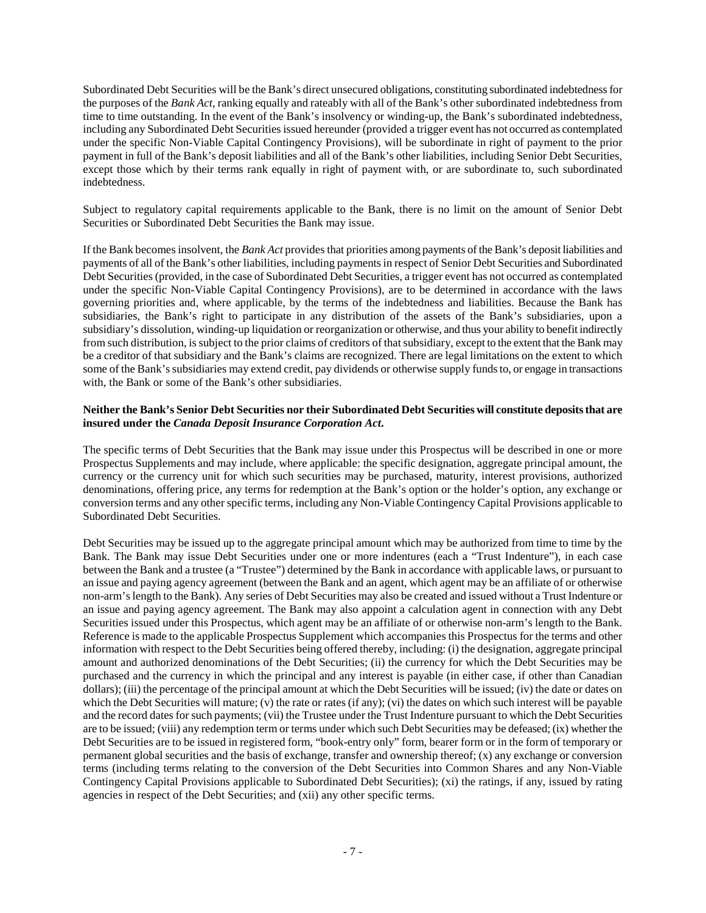Subordinated Debt Securities will be the Bank's direct unsecured obligations, constituting subordinated indebtedness for the purposes of the *Bank Act*, ranking equally and rateably with all of the Bank's other subordinated indebtedness from time to time outstanding. In the event of the Bank's insolvency or winding-up, the Bank's subordinated indebtedness, including any Subordinated Debt Securities issued hereunder (provided a trigger event has not occurred as contemplated under the specific Non-Viable Capital Contingency Provisions), will be subordinate in right of payment to the prior payment in full of the Bank's deposit liabilities and all of the Bank's other liabilities, including Senior Debt Securities, except those which by their terms rank equally in right of payment with, or are subordinate to, such subordinated indebtedness.

Subject to regulatory capital requirements applicable to the Bank, there is no limit on the amount of Senior Debt Securities or Subordinated Debt Securities the Bank may issue.

If the Bank becomes insolvent, the *Bank Act* provides that priorities among payments of the Bank's deposit liabilities and payments of all of the Bank's other liabilities, including payments in respect of Senior Debt Securities and Subordinated Debt Securities (provided, in the case of Subordinated Debt Securities, a trigger event has not occurred as contemplated under the specific Non-Viable Capital Contingency Provisions), are to be determined in accordance with the laws governing priorities and, where applicable, by the terms of the indebtedness and liabilities. Because the Bank has subsidiaries, the Bank's right to participate in any distribution of the assets of the Bank's subsidiaries, upon a subsidiary's dissolution, winding-up liquidation or reorganization or otherwise, and thus your ability to benefit indirectly from such distribution, is subject to the prior claims of creditors of that subsidiary, except to the extent that the Bank may be a creditor of that subsidiary and the Bank's claims are recognized. There are legal limitations on the extent to which some of the Bank's subsidiaries may extend credit, pay dividends or otherwise supply funds to, or engage in transactions with, the Bank or some of the Bank's other subsidiaries.

**Neither the Bank's Senior Debt Securities nor their Subordinated Debt Securities will constitute deposits that are insured under the *Canada Deposit Insurance Corporation Act*.**

The specific terms of Debt Securities that the Bank may issue under this Prospectus will be described in one or more Prospectus Supplements and may include, where applicable: the specific designation, aggregate principal amount, the currency or the currency unit for which such securities may be purchased, maturity, interest provisions, authorized denominations, offering price, any terms for redemption at the Bank's option or the holder's option, any exchange or conversion terms and any other specific terms, including any Non-Viable Contingency Capital Provisions applicable to Subordinated Debt Securities.

Debt Securities may be issued up to the aggregate principal amount which may be authorized from time to time by the Bank. The Bank may issue Debt Securities under one or more indentures (each a "Trust Indenture"), in each case between the Bank and a trustee (a "Trustee") determined by the Bank in accordance with applicable laws, or pursuant to an issue and paying agency agreement (between the Bank and an agent, which agent may be an affiliate of or otherwise non-arm's length to the Bank). Any series of Debt Securities may also be created and issued without a Trust Indenture or an issue and paying agency agreement. The Bank may also appoint a calculation agent in connection with any Debt Securities issued under this Prospectus, which agent may be an affiliate of or otherwise non-arm's length to the Bank. Reference is made to the applicable Prospectus Supplement which accompanies this Prospectus for the terms and other information with respect to the Debt Securities being offered thereby, including: (i) the designation, aggregate principal amount and authorized denominations of the Debt Securities; (ii) the currency for which the Debt Securities may be purchased and the currency in which the principal and any interest is payable (in either case, if other than Canadian dollars); (iii) the percentage of the principal amount at which the Debt Securities will be issued; (iv) the date or dates on which the Debt Securities will mature; (v) the rate or rates (if any); (vi) the dates on which such interest will be payable and the record dates for such payments; (vii) the Trustee under the Trust Indenture pursuant to which the Debt Securities are to be issued; (viii) any redemption term or terms under which such Debt Securities may be defeased; (ix) whether the Debt Securities are to be issued in registered form, "book-entry only" form, bearer form or in the form of temporary or permanent global securities and the basis of exchange, transfer and ownership thereof; (x) any exchange or conversion terms (including terms relating to the conversion of the Debt Securities into Common Shares and any Non-Viable Contingency Capital Provisions applicable to Subordinated Debt Securities); (xi) the ratings, if any, issued by rating agencies in respect of the Debt Securities; and (xii) any other specific terms.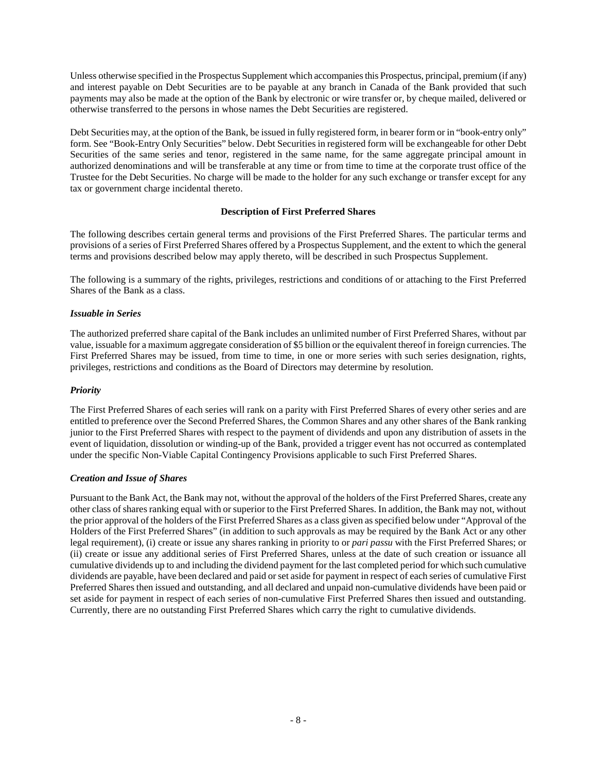Unless otherwise specified in the Prospectus Supplement which accompanies this Prospectus, principal, premium (if any) and interest payable on Debt Securities are to be payable at any branch in Canada of the Bank provided that such payments may also be made at the option of the Bank by electronic or wire transfer or, by cheque mailed, delivered or otherwise transferred to the persons in whose names the Debt Securities are registered.

Debt Securities may, at the option of the Bank, be issued in fully registered form, in bearer form or in "book-entry only" form. See "Book-Entry Only Securities" below. Debt Securities in registered form will be exchangeable for other Debt Securities of the same series and tenor, registered in the same name, for the same aggregate principal amount in authorized denominations and will be transferable at any time or from time to time at the corporate trust office of the Trustee for the Debt Securities. No charge will be made to the holder for any such exchange or transfer except for any tax or government charge incidental thereto.

## Description of First Preferred Shares

The following describes certain general terms and provisions of the First Preferred Shares. The particular terms and provisions of a series of First Preferred Shares offered by a Prospectus Supplement, and the extent to which the general terms and provisions described below may apply thereto, will be described in such Prospectus Supplement.

The following is a summary of the rights, privileges, restrictions and conditions of or attaching to the First Preferred Shares of the Bank as a class.

### *Issuable in Series*

The authorized preferred share capital of the Bank includes an unlimited number of First Preferred Shares, without par value, issuable for a maximum aggregate consideration of $5 billion or the equivalent thereof in foreign currencies. The First Preferred Shares may be issued, from time to time, in one or more series with such series designation, rights, privileges, restrictions and conditions as the Board of Directors may determine by resolution.

### *Priority*

The First Preferred Shares of each series will rank on a parity with First Preferred Shares of every other series and are entitled to preference over the Second Preferred Shares, the Common Shares and any other shares of the Bank ranking junior to the First Preferred Shares with respect to the payment of dividends and upon any distribution of assets in the event of liquidation, dissolution or winding-up of the Bank, provided a trigger event has not occurred as contemplated under the specific Non-Viable Capital Contingency Provisions applicable to such First Preferred Shares.

### *Creation and Issue of Shares*

Pursuant to the Bank Act, the Bank may not, without the approval of the holders of the First Preferred Shares, create any other class of shares ranking equal with or superior to the First Preferred Shares. In addition, the Bank may not, without the prior approval of the holders of the First Preferred Shares as a class given as specified below under "Approval of the Holders of the First Preferred Shares" (in addition to such approvals as may be required by the Bank Act or any other legal requirement), (i) create or issue any shares ranking in priority to or *pari passu* with the First Preferred Shares; or (ii) create or issue any additional series of First Preferred Shares, unless at the date of such creation or issuance all cumulative dividends up to and including the dividend payment for the last completed period for which such cumulative dividends are payable, have been declared and paid or set aside for payment in respect of each series of cumulative First Preferred Shares then issued and outstanding, and all declared and unpaid non-cumulative dividends have been paid or set aside for payment in respect of each series of non-cumulative First Preferred Shares then issued and outstanding. Currently, there are no outstanding First Preferred Shares which carry the right to cumulative dividends.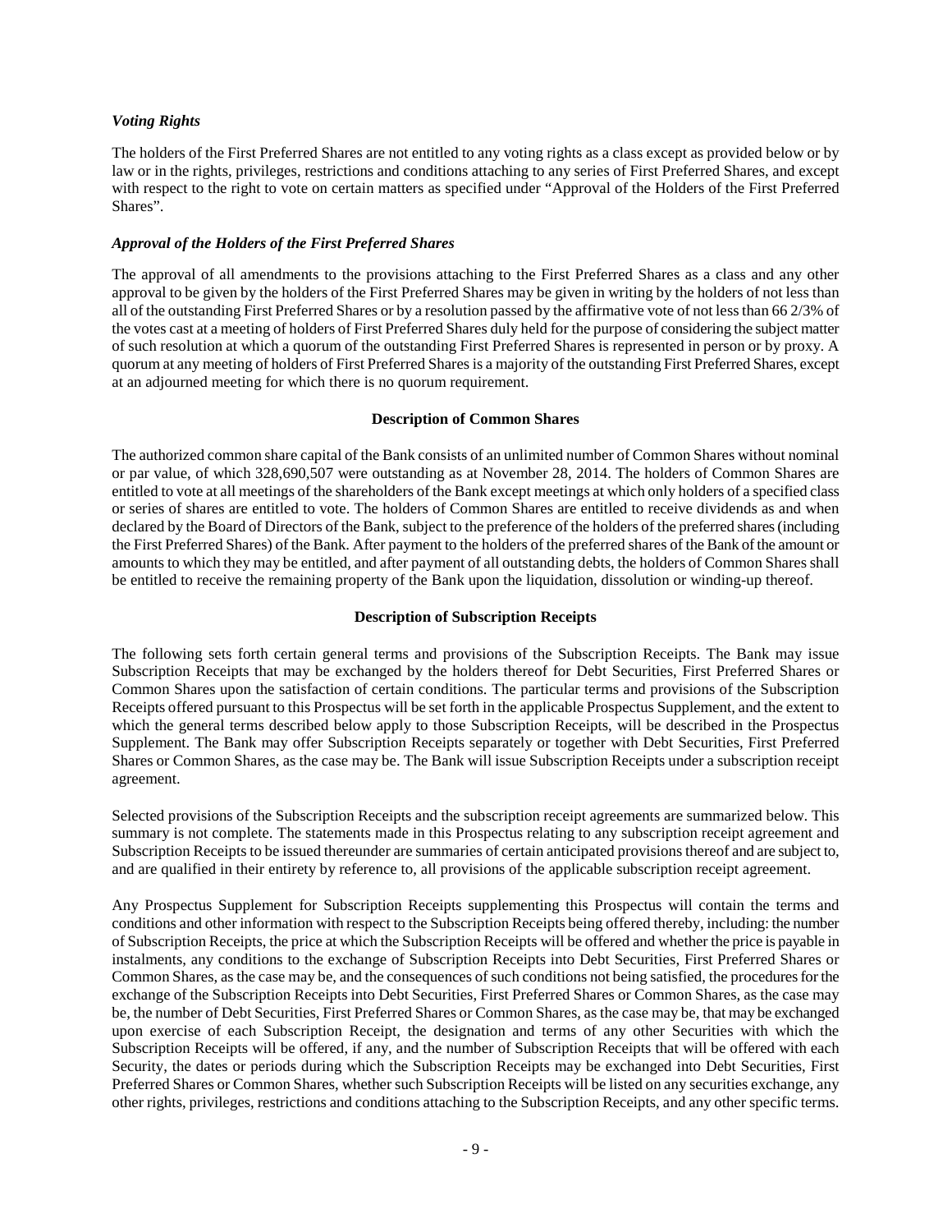### *Voting Rights*

The holders of the First Preferred Shares are not entitled to any voting rights as a class except as provided below or by law or in the rights, privileges, restrictions and conditions attaching to any series of First Preferred Shares, and except with respect to the right to vote on certain matters as specified under "Approval of the Holders of the First Preferred Shares".

### *Approval of the Holders of the First Preferred Shares*

The approval of all amendments to the provisions attaching to the First Preferred Shares as a class and any other approval to be given by the holders of the First Preferred Shares may be given in writing by the holders of not less than all of the outstanding First Preferred Shares or by a resolution passed by the affirmative vote of not less than 66 2/3% of the votes cast at a meeting of holders of First Preferred Shares duly held for the purpose of considering the subject matter of such resolution at which a quorum of the outstanding First Preferred Shares is represented in person or by proxy. A quorum at any meeting of holders of First Preferred Shares is a majority of the outstanding First Preferred Shares, except at an adjourned meeting for which there is no quorum requirement.

## Description of Common Shares

The authorized common share capital of the Bank consists of an unlimited number of Common Shares without nominal or par value, of which 328,690,507 were outstanding as at November 28, 2014. The holders of Common Shares are entitled to vote at all meetings of the shareholders of the Bank except meetings at which only holders of a specified class or series of shares are entitled to vote. The holders of Common Shares are entitled to receive dividends as and when declared by the Board of Directors of the Bank, subject to the preference of the holders of the preferred shares (including the First Preferred Shares) of the Bank. After payment to the holders of the preferred shares of the Bank of the amount or amounts to which they may be entitled, and after payment of all outstanding debts, the holders of Common Shares shall be entitled to receive the remaining property of the Bank upon the liquidation, dissolution or winding-up thereof.

## Description of Subscription Receipts

The following sets forth certain general terms and provisions of the Subscription Receipts. The Bank may issue Subscription Receipts that may be exchanged by the holders thereof for Debt Securities, First Preferred Shares or Common Shares upon the satisfaction of certain conditions. The particular terms and provisions of the Subscription Receipts offered pursuant to this Prospectus will be set forth in the applicable Prospectus Supplement, and the extent to which the general terms described below apply to those Subscription Receipts, will be described in the Prospectus Supplement. The Bank may offer Subscription Receipts separately or together with Debt Securities, First Preferred Shares or Common Shares, as the case may be. The Bank will issue Subscription Receipts under a subscription receipt agreement.

Selected provisions of the Subscription Receipts and the subscription receipt agreements are summarized below. This summary is not complete. The statements made in this Prospectus relating to any subscription receipt agreement and Subscription Receipts to be issued thereunder are summaries of certain anticipated provisions thereof and are subject to, and are qualified in their entirety by reference to, all provisions of the applicable subscription receipt agreement.

Any Prospectus Supplement for Subscription Receipts supplementing this Prospectus will contain the terms and conditions and other information with respect to the Subscription Receipts being offered thereby, including: the number of Subscription Receipts, the price at which the Subscription Receipts will be offered and whether the price is payable in instalments, any conditions to the exchange of Subscription Receipts into Debt Securities, First Preferred Shares or Common Shares, as the case may be, and the consequences of such conditions not being satisfied, the procedures for the exchange of the Subscription Receipts into Debt Securities, First Preferred Shares or Common Shares, as the case may be, the number of Debt Securities, First Preferred Shares or Common Shares, as the case may be, that may be exchanged upon exercise of each Subscription Receipt, the designation and terms of any other Securities with which the Subscription Receipts will be offered, if any, and the number of Subscription Receipts that will be offered with each Security, the dates or periods during which the Subscription Receipts may be exchanged into Debt Securities, First Preferred Shares or Common Shares, whether such Subscription Receipts will be listed on any securities exchange, any other rights, privileges, restrictions and conditions attaching to the Subscription Receipts, and any other specific terms.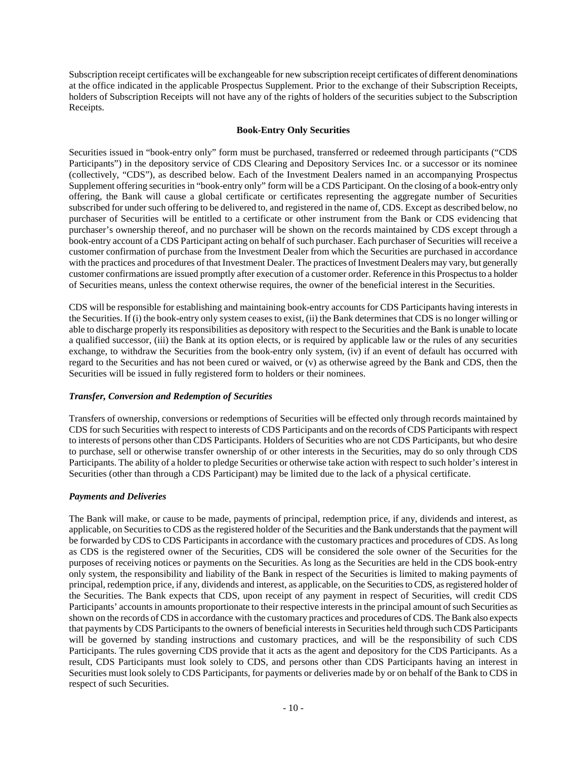Subscription receipt certificates will be exchangeable for new subscription receipt certificates of different denominations at the office indicated in the applicable Prospectus Supplement. Prior to the exchange of their Subscription Receipts, holders of Subscription Receipts will not have any of the rights of holders of the securities subject to the Subscription Receipts.

## Book-Entry Only Securities

Securities issued in "book-entry only" form must be purchased, transferred or redeemed through participants ("CDS Participants") in the depository service of CDS Clearing and Depository Services Inc. or a successor or its nominee (collectively, "CDS"), as described below. Each of the Investment Dealers named in an accompanying Prospectus Supplement offering securities in "book-entry only" form will be a CDS Participant. On the closing of a book-entry only offering, the Bank will cause a global certificate or certificates representing the aggregate number of Securities subscribed for under such offering to be delivered to, and registered in the name of, CDS. Except as described below, no purchaser of Securities will be entitled to a certificate or other instrument from the Bank or CDS evidencing that purchaser's ownership thereof, and no purchaser will be shown on the records maintained by CDS except through a book-entry account of a CDS Participant acting on behalf of such purchaser. Each purchaser of Securities will receive a customer confirmation of purchase from the Investment Dealer from which the Securities are purchased in accordance with the practices and procedures of that Investment Dealer. The practices of Investment Dealers may vary, but generally customer confirmations are issued promptly after execution of a customer order. Reference in this Prospectus to a holder of Securities means, unless the context otherwise requires, the owner of the beneficial interest in the Securities.

CDS will be responsible for establishing and maintaining book-entry accounts for CDS Participants having interests in the Securities. If (i) the book-entry only system ceases to exist, (ii) the Bank determines that CDS is no longer willing or able to discharge properly its responsibilities as depository with respect to the Securities and the Bank is unable to locate a qualified successor, (iii) the Bank at its option elects, or is required by applicable law or the rules of any securities exchange, to withdraw the Securities from the book-entry only system, (iv) if an event of default has occurred with regard to the Securities and has not been cured or waived, or (v) as otherwise agreed by the Bank and CDS, then the Securities will be issued in fully registered form to holders or their nominees.

### *Transfer, Conversion and Redemption of Securities*

Transfers of ownership, conversions or redemptions of Securities will be effected only through records maintained by CDS for such Securities with respect to interests of CDS Participants and on the records of CDS Participants with respect to interests of persons other than CDS Participants. Holders of Securities who are not CDS Participants, but who desire to purchase, sell or otherwise transfer ownership of or other interests in the Securities, may do so only through CDS Participants. The ability of a holder to pledge Securities or otherwise take action with respect to such holder's interest in Securities (other than through a CDS Participant) may be limited due to the lack of a physical certificate.

### *Payments and Deliveries*

The Bank will make, or cause to be made, payments of principal, redemption price, if any, dividends and interest, as applicable, on Securities to CDS as the registered holder of the Securities and the Bank understands that the payment will be forwarded by CDS to CDS Participants in accordance with the customary practices and procedures of CDS. As long as CDS is the registered owner of the Securities, CDS will be considered the sole owner of the Securities for the purposes of receiving notices or payments on the Securities. As long as the Securities are held in the CDS book-entry only system, the responsibility and liability of the Bank in respect of the Securities is limited to making payments of principal, redemption price, if any, dividends and interest, as applicable, on the Securities to CDS, as registered holder of the Securities. The Bank expects that CDS, upon receipt of any payment in respect of Securities, will credit CDS Participants' accounts in amounts proportionate to their respective interests in the principal amount of such Securities as shown on the records of CDS in accordance with the customary practices and procedures of CDS. The Bank also expects that payments by CDS Participants to the owners of beneficial interests in Securities held through such CDS Participants will be governed by standing instructions and customary practices, and will be the responsibility of such CDS Participants. The rules governing CDS provide that it acts as the agent and depository for the CDS Participants. As a result, CDS Participants must look solely to CDS, and persons other than CDS Participants having an interest in Securities must look solely to CDS Participants, for payments or deliveries made by or on behalf of the Bank to CDS in respect of such Securities.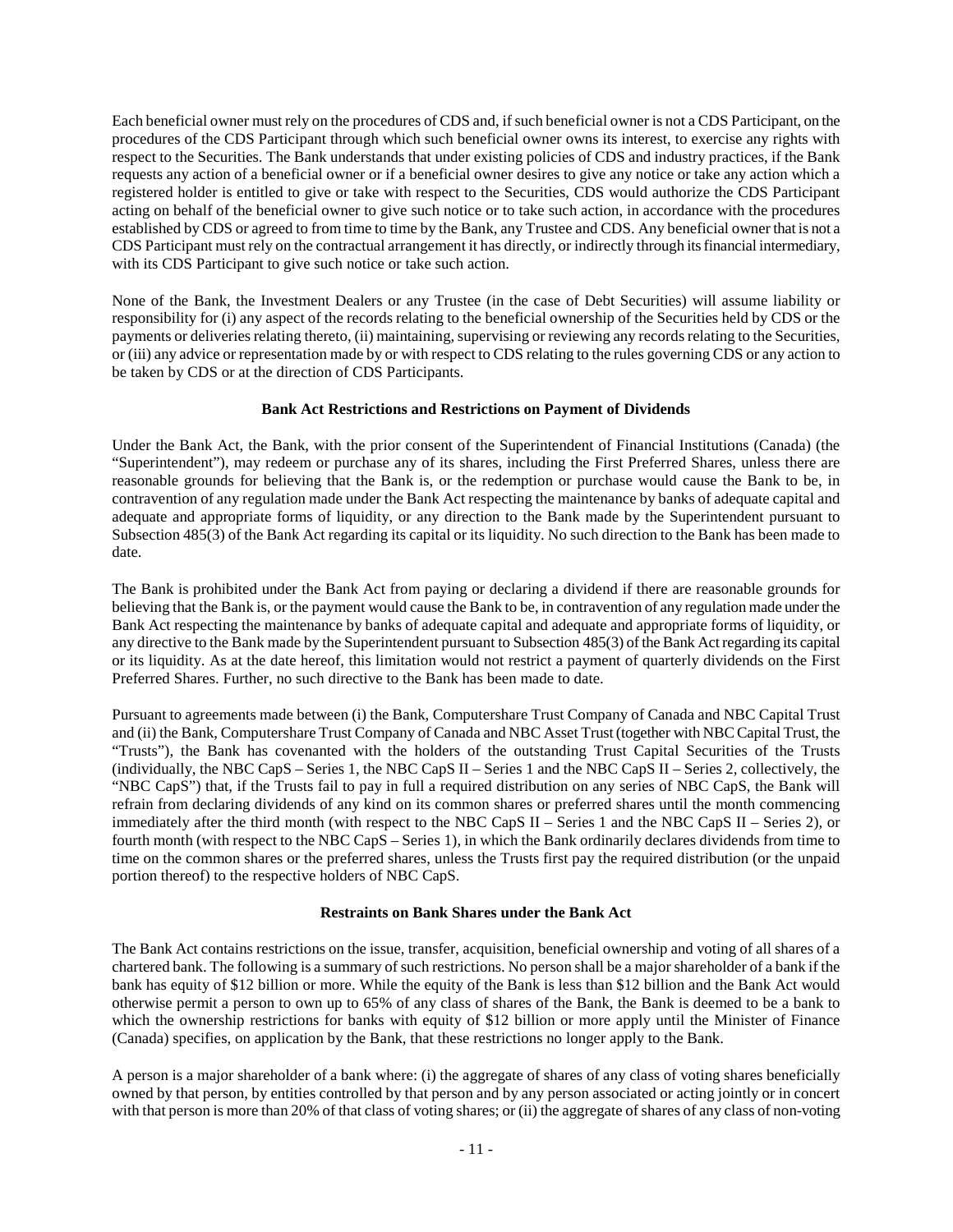Each beneficial owner must rely on the procedures of CDS and, if such beneficial owner is not a CDS Participant, on the procedures of the CDS Participant through which such beneficial owner owns its interest, to exercise any rights with respect to the Securities. The Bank understands that under existing policies of CDS and industry practices, if the Bank requests any action of a beneficial owner or if a beneficial owner desires to give any notice or take any action which a registered holder is entitled to give or take with respect to the Securities, CDS would authorize the CDS Participant acting on behalf of the beneficial owner to give such notice or to take such action, in accordance with the procedures established by CDS or agreed to from time to time by the Bank, any Trustee and CDS. Any beneficial owner that is not a CDS Participant must rely on the contractual arrangement it has directly, or indirectly through its financial intermediary, with its CDS Participant to give such notice or take such action.

None of the Bank, the Investment Dealers or any Trustee (in the case of Debt Securities) will assume liability or responsibility for (i) any aspect of the records relating to the beneficial ownership of the Securities held by CDS or the payments or deliveries relating thereto, (ii) maintaining, supervising or reviewing any records relating to the Securities, or (iii) any advice or representation made by or with respect to CDS relating to the rules governing CDS or any action to be taken by CDS or at the direction of CDS Participants.

## Bank Act Restrictions and Restrictions on Payment of Dividends

Under the Bank Act, the Bank, with the prior consent of the Superintendent of Financial Institutions (Canada) (the "Superintendent"), may redeem or purchase any of its shares, including the First Preferred Shares, unless there are reasonable grounds for believing that the Bank is, or the redemption or purchase would cause the Bank to be, in contravention of any regulation made under the Bank Act respecting the maintenance by banks of adequate capital and adequate and appropriate forms of liquidity, or any direction to the Bank made by the Superintendent pursuant to Subsection 485(3) of the Bank Act regarding its capital or its liquidity. No such direction to the Bank has been made to date.

The Bank is prohibited under the Bank Act from paying or declaring a dividend if there are reasonable grounds for believing that the Bank is, or the payment would cause the Bank to be, in contravention of any regulation made under the Bank Act respecting the maintenance by banks of adequate capital and adequate and appropriate forms of liquidity, or any directive to the Bank made by the Superintendent pursuant to Subsection 485(3) of the Bank Act regarding its capital or its liquidity. As at the date hereof, this limitation would not restrict a payment of quarterly dividends on the First Preferred Shares. Further, no such directive to the Bank has been made to date.

Pursuant to agreements made between (i) the Bank, Computershare Trust Company of Canada and NBC Capital Trust and (ii) the Bank, Computershare Trust Company of Canada and NBC Asset Trust (together with NBC Capital Trust, the "Trusts"), the Bank has covenanted with the holders of the outstanding Trust Capital Securities of the Trusts (individually, the NBC CapS – Series 1, the NBC CapS II – Series 1 and the NBC CapS II – Series 2, collectively, the "NBC CapS") that, if the Trusts fail to pay in full a required distribution on any series of NBC CapS, the Bank will refrain from declaring dividends of any kind on its common shares or preferred shares until the month commencing immediately after the third month (with respect to the NBC CapS II – Series 1 and the NBC CapS II – Series 2), or fourth month (with respect to the NBC CapS – Series 1), in which the Bank ordinarily declares dividends from time to time on the common shares or the preferred shares, unless the Trusts first pay the required distribution (or the unpaid portion thereof) to the respective holders of NBC CapS.

## Restraints on Bank Shares under the Bank Act

The Bank Act contains restrictions on the issue, transfer, acquisition, beneficial ownership and voting of all shares of a chartered bank. The following is a summary of such restrictions. No person shall be a major shareholder of a bank if the bank has equity of $12 billion or more. While the equity of the Bank is less than $12 billion and the Bank Act would otherwise permit a person to own up to 65% of any class of shares of the Bank, the Bank is deemed to be a bank to which the ownership restrictions for banks with equity of $12 billion or more apply until the Minister of Finance (Canada) specifies, on application by the Bank, that these restrictions no longer apply to the Bank.

A person is a major shareholder of a bank where: (i) the aggregate of shares of any class of voting shares beneficially owned by that person, by entities controlled by that person and by any person associated or acting jointly or in concert with that person is more than 20% of that class of voting shares; or (ii) the aggregate of shares of any class of non-voting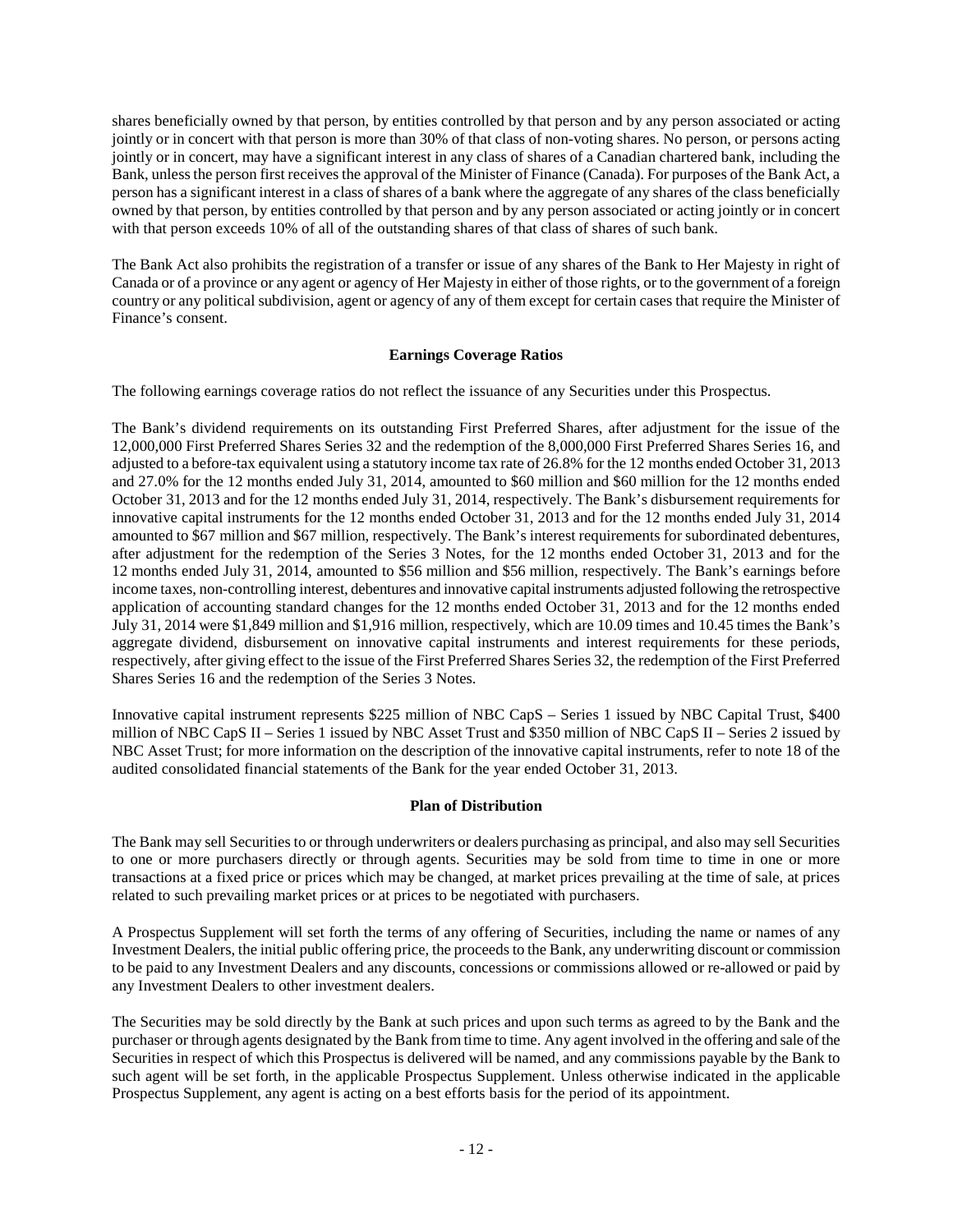shares beneficially owned by that person, by entities controlled by that person and by any person associated or acting jointly or in concert with that person is more than 30% of that class of non-voting shares. No person, or persons acting jointly or in concert, may have a significant interest in any class of shares of a Canadian chartered bank, including the Bank, unless the person first receives the approval of the Minister of Finance (Canada). For purposes of the Bank Act, a person has a significant interest in a class of shares of a bank where the aggregate of any shares of the class beneficially owned by that person, by entities controlled by that person and by any person associated or acting jointly or in concert with that person exceeds 10% of all of the outstanding shares of that class of shares of such bank.

The Bank Act also prohibits the registration of a transfer or issue of any shares of the Bank to Her Majesty in right of Canada or of a province or any agent or agency of Her Majesty in either of those rights, or to the government of a foreign country or any political subdivision, agent or agency of any of them except for certain cases that require the Minister of Finance's consent.

**Earnings Coverage Ratios**

The following earnings coverage ratios do not reflect the issuance of any Securities under this Prospectus.

The Bank's dividend requirements on its outstanding First Preferred Shares, after adjustment for the issue of the 12,000,000 First Preferred Shares Series 32 and the redemption of the 8,000,000 First Preferred Shares Series 16, and adjusted to a before-tax equivalent using a statutory income tax rate of 26.8% for the 12 months ended October 31, 2013 and 27.0% for the 12 months ended July 31, 2014, amounted to \$60 million and \$60 million for the 12 months ended October 31, 2013 and for the 12 months ended July 31, 2014, respectively. The Bank's disbursement requirements for innovative capital instruments for the 12 months ended October 31, 2013 and for the 12 months ended July 31, 2014 amounted to \$67 million and \$67 million, respectively. The Bank's interest requirements for subordinated debentures, after adjustment for the redemption of the Series 3 Notes, for the 12 months ended October 31, 2013 and for the 12 months ended July 31, 2014, amounted to \$56 million and \$56 million, respectively. The Bank's earnings before income taxes, non-controlling interest, debentures and innovative capital instruments adjusted following the retrospective application of accounting standard changes for the 12 months ended October 31, 2013 and for the 12 months ended July 31, 2014 were \$1,849 million and \$1,916 million, respectively, which are 10.09 times and 10.45 times the Bank's aggregate dividend, disbursement on innovative capital instruments and interest requirements for these periods, respectively, after giving effect to the issue of the First Preferred Shares Series 32, the redemption of the First Preferred Shares Series 16 and the redemption of the Series 3 Notes.

Innovative capital instrument represents \$225 million of NBC CapS – Series 1 issued by NBC Capital Trust, \$400 million of NBC CapS II – Series 1 issued by NBC Asset Trust and \$350 million of NBC CapS II – Series 2 issued by NBC Asset Trust; for more information on the description of the innovative capital instruments, refer to note 18 of the audited consolidated financial statements of the Bank for the year ended October 31, 2013.

**Plan of Distribution**

The Bank may sell Securities to or through underwriters or dealers purchasing as principal, and also may sell Securities to one or more purchasers directly or through agents. Securities may be sold from time to time in one or more transactions at a fixed price or prices which may be changed, at market prices prevailing at the time of sale, at prices related to such prevailing market prices or at prices to be negotiated with purchasers.

A Prospectus Supplement will set forth the terms of any offering of Securities, including the name or names of any Investment Dealers, the initial public offering price, the proceeds to the Bank, any underwriting discount or commission to be paid to any Investment Dealers and any discounts, concessions or commissions allowed or re-allowed or paid by any Investment Dealers to other investment dealers.

The Securities may be sold directly by the Bank at such prices and upon such terms as agreed to by the Bank and the purchaser or through agents designated by the Bank from time to time. Any agent involved in the offering and sale of the Securities in respect of which this Prospectus is delivered will be named, and any commissions payable by the Bank to such agent will be set forth, in the applicable Prospectus Supplement. Unless otherwise indicated in the applicable Prospectus Supplement, any agent is acting on a best efforts basis for the period of its appointment.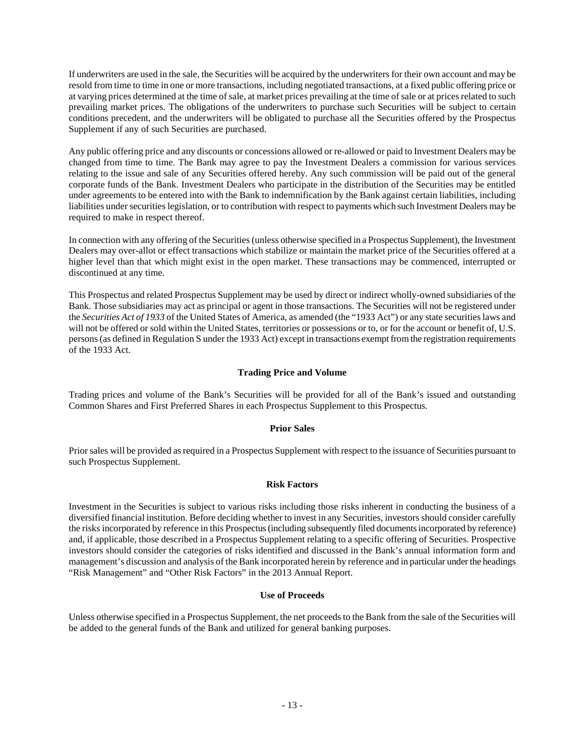If underwriters are used in the sale, the Securities will be acquired by the underwriters for their own account and may be resold from time to time in one or more transactions, including negotiated transactions, at a fixed public offering price or at varying prices determined at the time of sale, at market prices prevailing at the time of sale or at prices related to such prevailing market prices. The obligations of the underwriters to purchase such Securities will be subject to certain conditions precedent, and the underwriters will be obligated to purchase all the Securities offered by the Prospectus Supplement if any of such Securities are purchased.

Any public offering price and any discounts or concessions allowed or re-allowed or paid to Investment Dealers may be changed from time to time. The Bank may agree to pay the Investment Dealers a commission for various services relating to the issue and sale of any Securities offered hereby. Any such commission will be paid out of the general corporate funds of the Bank. Investment Dealers who participate in the distribution of the Securities may be entitled under agreements to be entered into with the Bank to indemnification by the Bank against certain liabilities, including liabilities under securities legislation, or to contribution with respect to payments which such Investment Dealers may be required to make in respect thereof.

In connection with any offering of the Securities (unless otherwise specified in a Prospectus Supplement), the Investment Dealers may over-allot or effect transactions which stabilize or maintain the market price of the Securities offered at a higher level than that which might exist in the open market. These transactions may be commenced, interrupted or discontinued at any time.

This Prospectus and related Prospectus Supplement may be used by direct or indirect wholly-owned subsidiaries of the Bank. Those subsidiaries may act as principal or agent in those transactions. The Securities will not be registered under the *Securities Act of 1933* of the United States of America, as amended (the "1933 Act") or any state securities laws and will not be offered or sold within the United States, territories or possessions or to, or for the account or benefit of, U.S. persons (as defined in Regulation S under the 1933 Act) except in transactions exempt from the registration requirements of the 1933 Act.

## Trading Price and Volume

Trading prices and volume of the Bank's Securities will be provided for all of the Bank's issued and outstanding Common Shares and First Preferred Shares in each Prospectus Supplement to this Prospectus.

## Prior Sales

Prior sales will be provided as required in a Prospectus Supplement with respect to the issuance of Securities pursuant to such Prospectus Supplement.

## Risk Factors

Investment in the Securities is subject to various risks including those risks inherent in conducting the business of a diversified financial institution. Before deciding whether to invest in any Securities, investors should consider carefully the risks incorporated by reference in this Prospectus (including subsequently filed documents incorporated by reference) and, if applicable, those described in a Prospectus Supplement relating to a specific offering of Securities. Prospective investors should consider the categories of risks identified and discussed in the Bank's annual information form and management's discussion and analysis of the Bank incorporated herein by reference and in particular under the headings "Risk Management" and "Other Risk Factors" in the 2013 Annual Report.

## Use of Proceeds

Unless otherwise specified in a Prospectus Supplement, the net proceeds to the Bank from the sale of the Securities will be added to the general funds of the Bank and utilized for general banking purposes.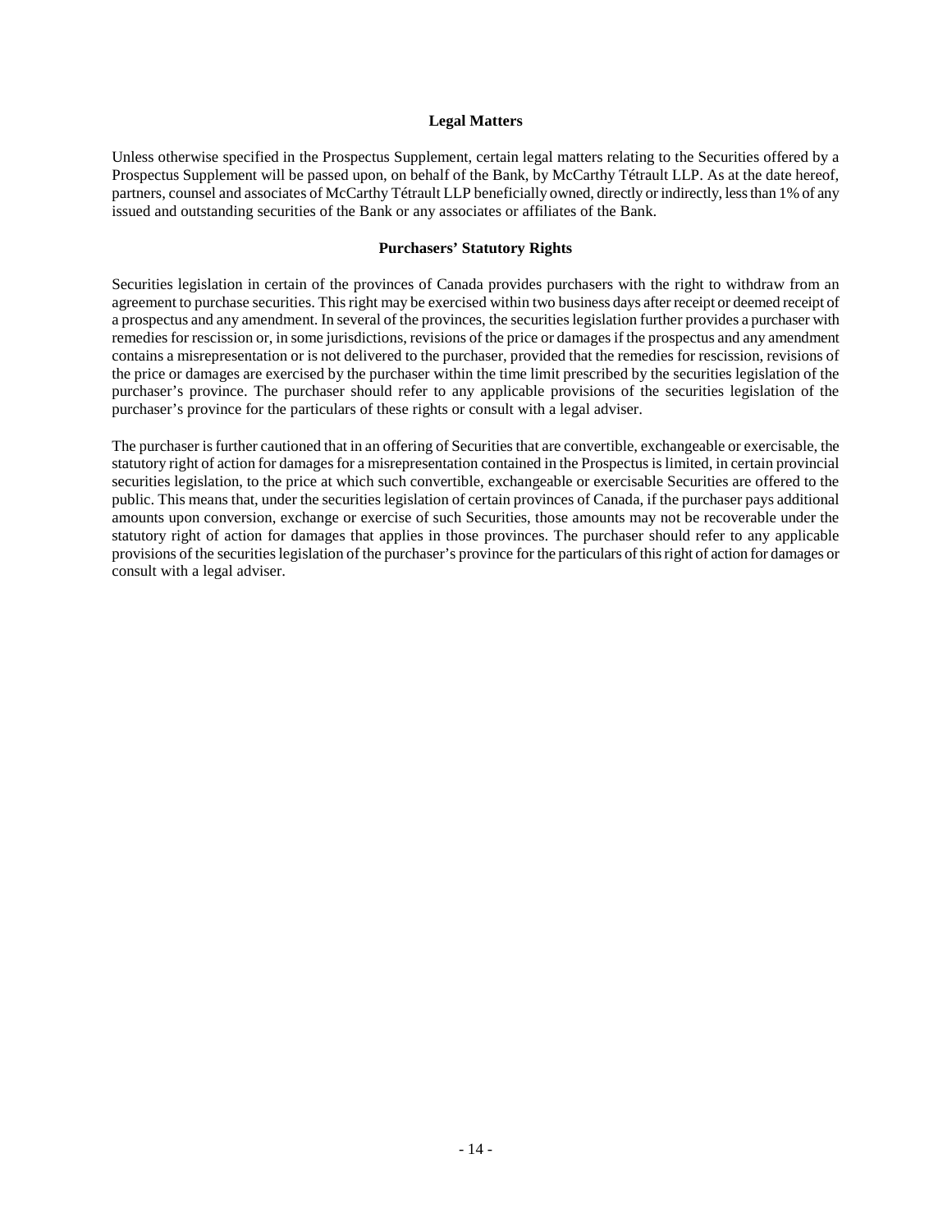## Legal Matters

Unless otherwise specified in the Prospectus Supplement, certain legal matters relating to the Securities offered by a Prospectus Supplement will be passed upon, on behalf of the Bank, by McCarthy Tétrault LLP. As at the date hereof, partners, counsel and associates of McCarthy Tétrault LLP beneficially owned, directly or indirectly, less than 1% of any issued and outstanding securities of the Bank or any associates or affiliates of the Bank.

## Purchasers' Statutory Rights

Securities legislation in certain of the provinces of Canada provides purchasers with the right to withdraw from an agreement to purchase securities. This right may be exercised within two business days after receipt or deemed receipt of a prospectus and any amendment. In several of the provinces, the securities legislation further provides a purchaser with remedies for rescission or, in some jurisdictions, revisions of the price or damages if the prospectus and any amendment contains a misrepresentation or is not delivered to the purchaser, provided that the remedies for rescission, revisions of the price or damages are exercised by the purchaser within the time limit prescribed by the securities legislation of the purchaser's province. The purchaser should refer to any applicable provisions of the securities legislation of the purchaser's province for the particulars of these rights or consult with a legal adviser.

The purchaser is further cautioned that in an offering of Securities that are convertible, exchangeable or exercisable, the statutory right of action for damages for a misrepresentation contained in the Prospectus is limited, in certain provincial securities legislation, to the price at which such convertible, exchangeable or exercisable Securities are offered to the public. This means that, under the securities legislation of certain provinces of Canada, if the purchaser pays additional amounts upon conversion, exchange or exercise of such Securities, those amounts may not be recoverable under the statutory right of action for damages that applies in those provinces. The purchaser should refer to any applicable provisions of the securities legislation of the purchaser's province for the particulars of this right of action for damages or consult with a legal adviser.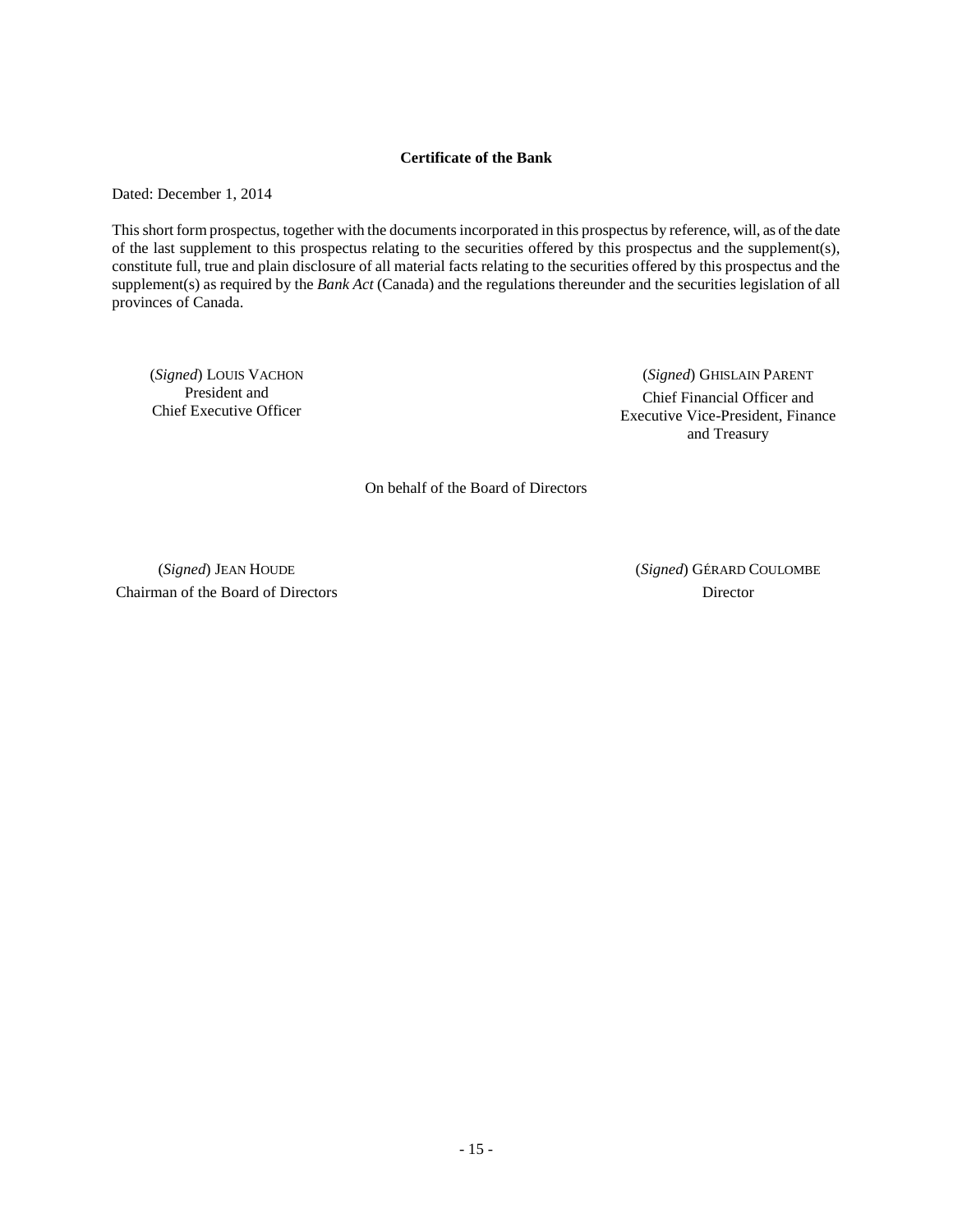**Certificate of the Bank**

Dated: December 1, 2014

This short form prospectus, together with the documents incorporated in this prospectus by reference, will, as of the date of the last supplement to this prospectus relating to the securities offered by this prospectus and the supplement(s), constitute full, true and plain disclosure of all material facts relating to the securities offered by this prospectus and the supplement(s) as required by the *Bank Act* (Canada) and the regulations thereunder and the securities legislation of all provinces of Canada.

(*Signed*) LOUIS VACHON
President and
Chief Executive Officer

(*Signed*) GHISLAIN PARENT
Chief Financial Officer and
Executive Vice-President, Finance
and Treasury

On behalf of the Board of Directors

(*Signed*) JEAN HOUDE
Chairman of the Board of Directors

(*Signed*) GÉRARD COULOMBE
Director